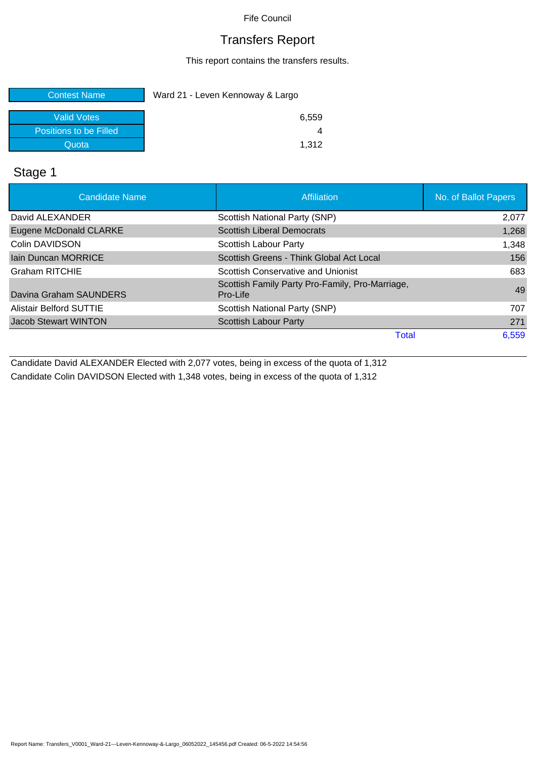Fife Council

# Transfers Report

This report contains the transfers results.

| Contest Name | Ward 21 - Leven Kennoway & Largo |
| --- | --- |
| Valid Votes | 6,559 |
| Positions to be Filled | 4 |
| Quota | 1,312 |

## Stage 1

| Candidate Name | Affiliation | No. of Ballot Papers |
| --- | --- | --- |
| David ALEXANDER | Scottish National Party (SNP) | 2,077 |
| Eugene McDonald CLARKE | Scottish Liberal Democrats | 1,268 |
| Colin DAVIDSON | Scottish Labour Party | 1,348 |
| Iain Duncan MORRICE | Scottish Greens - Think Global Act Local | 156 |
| Graham RITCHIE | Scottish Conservative and Unionist | 683 |
| Davina Graham SAUNDERS | Scottish Family Party Pro-Family, Pro-Marriage, Pro-Life | 49 |
| Alistair Belford SUTTIE | Scottish National Party (SNP) | 707 |
| Jacob Stewart WINTON | Scottish Labour Party | 271 |
| | Total | 6,559 |

Candidate David ALEXANDER Elected with 2,077 votes, being in excess of the quota of 1,312

Candidate Colin DAVIDSON Elected with 1,348 votes, being in excess of the quota of 1,312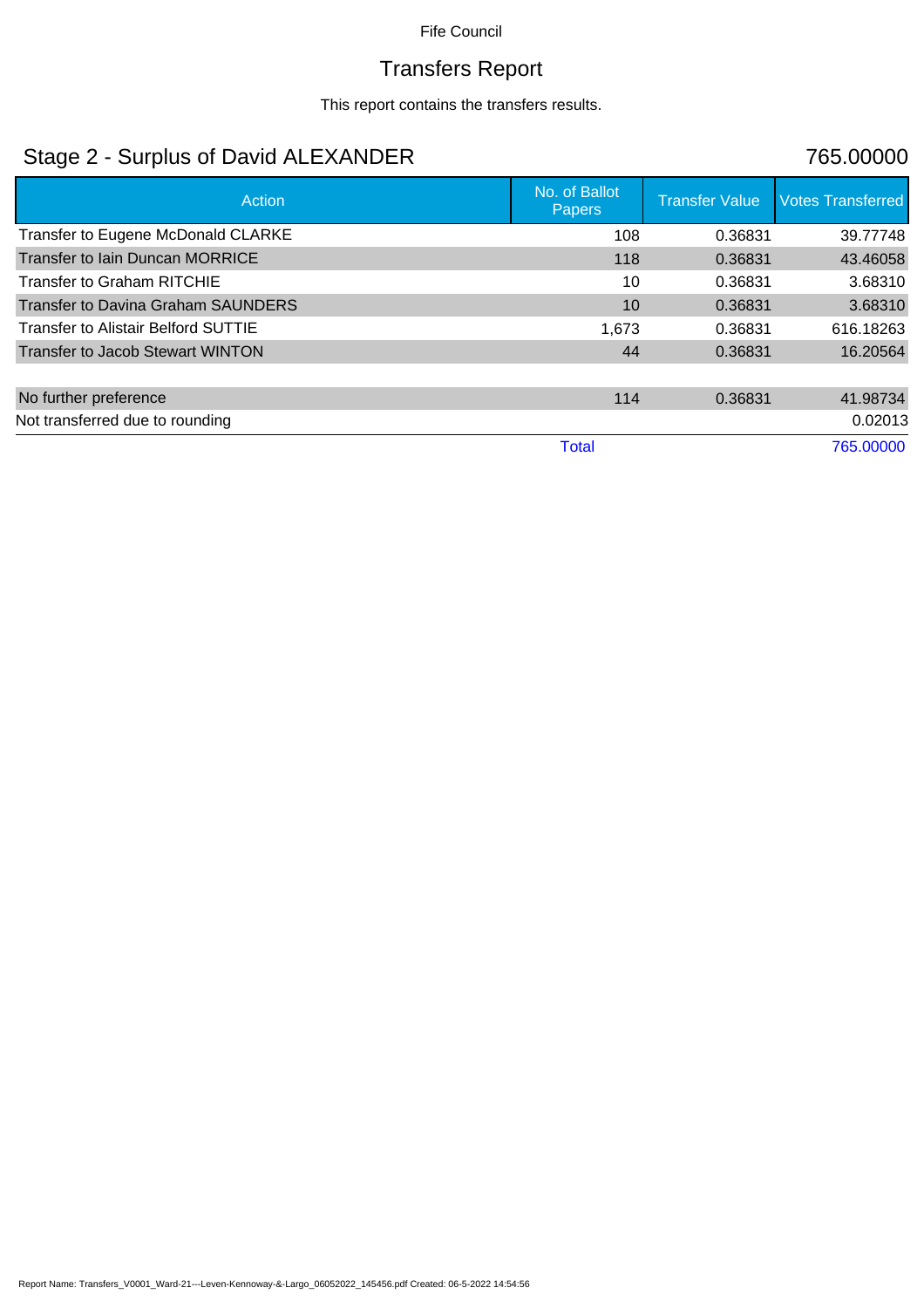Fife Council

# Transfers Report

This report contains the transfers results.

## Stage 2 - Surplus of David ALEXANDER 765.00000

| Action | No. of Ballot Papers | Transfer Value | Votes Transferred |
|---|---|---|---|
| Transfer to Eugene McDonald CLARKE | 108 | 0.36831 | 39.77748 |
| Transfer to Iain Duncan MORRICE | 118 | 0.36831 | 43.46058 |
| Transfer to Graham RITCHIE | 10 | 0.36831 | 3.68310 |
| Transfer to Davina Graham SAUNDERS | 10 | 0.36831 | 3.68310 |
| Transfer to Alistair Belford SUTTIE | 1,673 | 0.36831 | 616.18263 |
| Transfer to Jacob Stewart WINTON | 44 | 0.36831 | 16.20564 |
| | | | |
| No further preference | 114 | 0.36831 | 41.98734 |
| Not transferred due to rounding | | | 0.02013 |
| | Total | | 765.00000 |

Report Name: Transfers_V0001_Ward-21---Leven-Kennoway-&-Largo_06052022_145456.pdf Created: 06-5-2022 14:54:56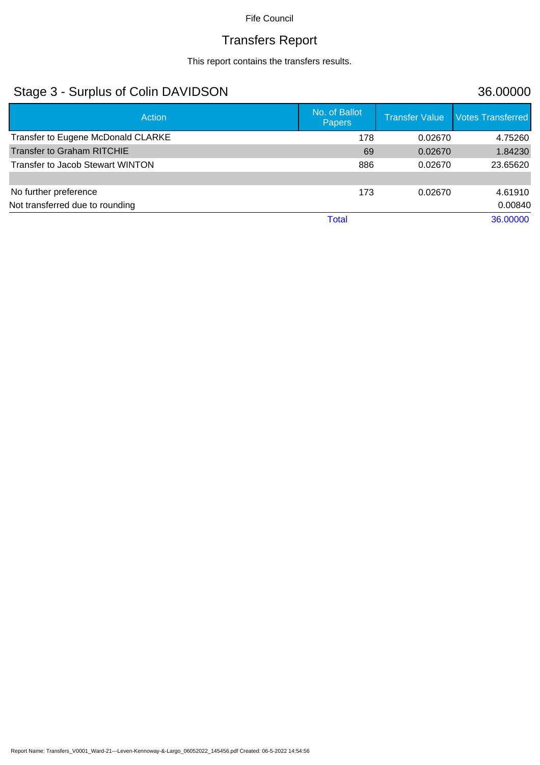Fife Council

# Transfers Report

This report contains the transfers results.

## Stage 3 - Surplus of Colin DAVIDSON 36.00000

| Action | No. of Ballot Papers | Transfer Value | Votes Transferred |
|---|---|---|---|
| Transfer to Eugene McDonald CLARKE | 178 | 0.02670 | 4.75260 |
| Transfer to Graham RITCHIE | 69 | 0.02670 | 1.84230 |
| Transfer to Jacob Stewart WINTON | 886 | 0.02670 | 23.65620 |
| | | | |
| No further preference | 173 | 0.02670 | 4.61910 |
| Not transferred due to rounding | | | 0.00840 |
| | Total | | 36.00000 |

Report Name: Transfers_V0001_Ward-21---Leven-Kennoway-&-Largo_06052022_145456.pdf Created: 06-5-2022 14:54:56